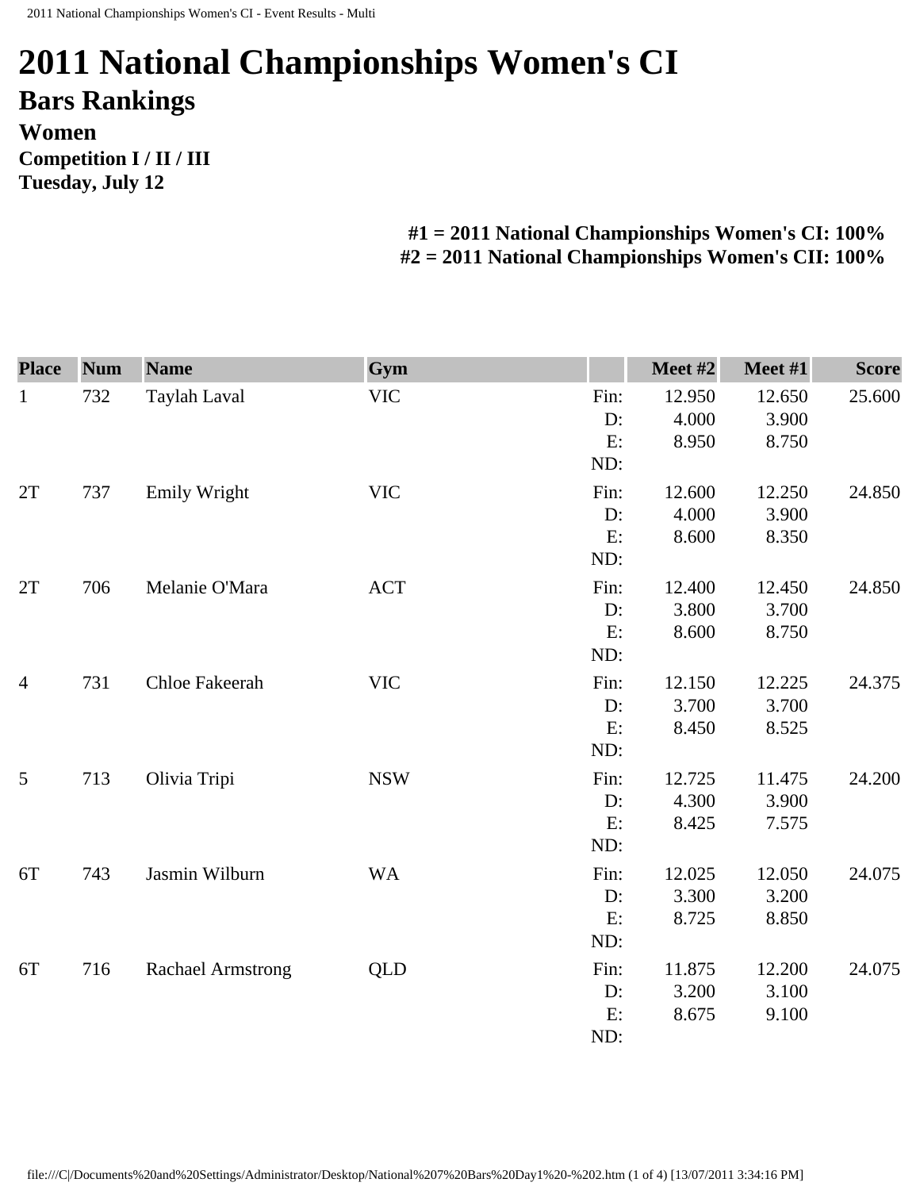# 2011 National Championships Women's CI

## Bars Rankings

### Women

**Competition I / II / III**

**Tuesday, July 12**

**#1 = 2011 National Championships Women's CI: 100%**
**#2 = 2011 National Championships Women's CII: 100%**

| Place | Num | Name | Gym | | Meet #2 | Meet #1 | Score |
|---|---|---|---|---|---|---|---|
| 1 | 732 | Taylah Laval | VIC | Fin: | 12.950 | 12.650 | 25.600 |
| | | | | D: | 4.000 | 3.900 | |
| | | | | E: | 8.950 | 8.750 | |
| | | | | ND: | | | |
| 2T | 737 | Emily Wright | VIC | Fin: | 12.600 | 12.250 | 24.850 |
| | | | | D: | 4.000 | 3.900 | |
| | | | | E: | 8.600 | 8.350 | |
| | | | | ND: | | | |
| 2T | 706 | Melanie O'Mara | ACT | Fin: | 12.400 | 12.450 | 24.850 |
| | | | | D: | 3.800 | 3.700 | |
| | | | | E: | 8.600 | 8.750 | |
| | | | | ND: | | | |
| 4 | 731 | Chloe Fakeerah | VIC | Fin: | 12.150 | 12.225 | 24.375 |
| | | | | D: | 3.700 | 3.700 | |
| | | | | E: | 8.450 | 8.525 | |
| | | | | ND: | | | |
| 5 | 713 | Olivia Tripi | NSW | Fin: | 12.725 | 11.475 | 24.200 |
| | | | | D: | 4.300 | 3.900 | |
| | | | | E: | 8.425 | 7.575 | |
| | | | | ND: | | | |
| 6T | 743 | Jasmin Wilburn | WA | Fin: | 12.025 | 12.050 | 24.075 |
| | | | | D: | 3.300 | 3.200 | |
| | | | | E: | 8.725 | 8.850 | |
| | | | | ND: | | | |
| 6T | 716 | Rachael Armstrong | QLD | Fin: | 11.875 | 12.200 | 24.075 |
| | | | | D: | 3.200 | 3.100 | |
| | | | | E: | 8.675 | 9.100 | |
| | | | | ND: | | | |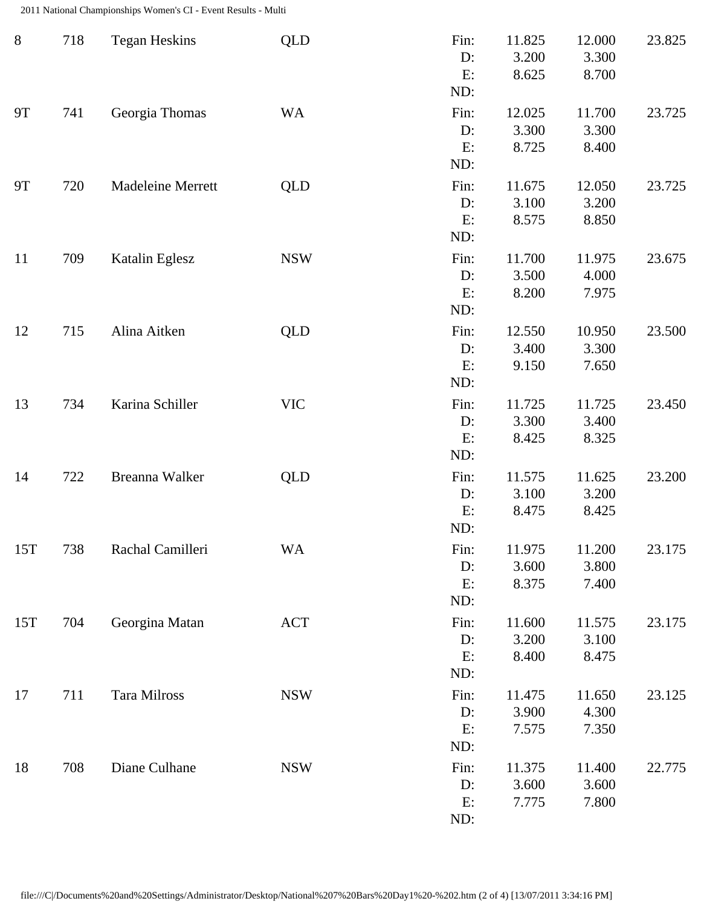| Rank | No. | Name | State | | Score 1 | Score 2 | Total |
|---|---|---|---|---|---|---|---|
| 8 | 718 | Tegan Heskins | QLD | Fin: | 11.825 | 12.000 | 23.825 |
| | | | | D: | 3.200 | 3.300 | |
| | | | | E: | 8.625 | 8.700 | |
| | | | | ND: | | | |
| 9T | 741 | Georgia Thomas | WA | Fin: | 12.025 | 11.700 | 23.725 |
| | | | | D: | 3.300 | 3.300 | |
| | | | | E: | 8.725 | 8.400 | |
| | | | | ND: | | | |
| 9T | 720 | Madeleine Merrett | QLD | Fin: | 11.675 | 12.050 | 23.725 |
| | | | | D: | 3.100 | 3.200 | |
| | | | | E: | 8.575 | 8.850 | |
| | | | | ND: | | | |
| 11 | 709 | Katalin Eglesz | NSW | Fin: | 11.700 | 11.975 | 23.675 |
| | | | | D: | 3.500 | 4.000 | |
| | | | | E: | 8.200 | 7.975 | |
| | | | | ND: | | | |
| 12 | 715 | Alina Aitken | QLD | Fin: | 12.550 | 10.950 | 23.500 |
| | | | | D: | 3.400 | 3.300 | |
| | | | | E: | 9.150 | 7.650 | |
| | | | | ND: | | | |
| 13 | 734 | Karina Schiller | VIC | Fin: | 11.725 | 11.725 | 23.450 |
| | | | | D: | 3.300 | 3.400 | |
| | | | | E: | 8.425 | 8.325 | |
| | | | | ND: | | | |
| 14 | 722 | Breanna Walker | QLD | Fin: | 11.575 | 11.625 | 23.200 |
| | | | | D: | 3.100 | 3.200 | |
| | | | | E: | 8.475 | 8.425 | |
| | | | | ND: | | | |
| 15T | 738 | Rachal Camilleri | WA | Fin: | 11.975 | 11.200 | 23.175 |
| | | | | D: | 3.600 | 3.800 | |
| | | | | E: | 8.375 | 7.400 | |
| | | | | ND: | | | |
| 15T | 704 | Georgina Matan | ACT | Fin: | 11.600 | 11.575 | 23.175 |
| | | | | D: | 3.200 | 3.100 | |
| | | | | E: | 8.400 | 8.475 | |
| | | | | ND: | | | |
| 17 | 711 | Tara Milross | NSW | Fin: | 11.475 | 11.650 | 23.125 |
| | | | | D: | 3.900 | 4.300 | |
| | | | | E: | 7.575 | 7.350 | |
| | | | | ND: | | | |
| 18 | 708 | Diane Culhane | NSW | Fin: | 11.375 | 11.400 | 22.775 |
| | | | | D: | 3.600 | 3.600 | |
| | | | | E: | 7.775 | 7.800 | |
| | | | | ND: | | | |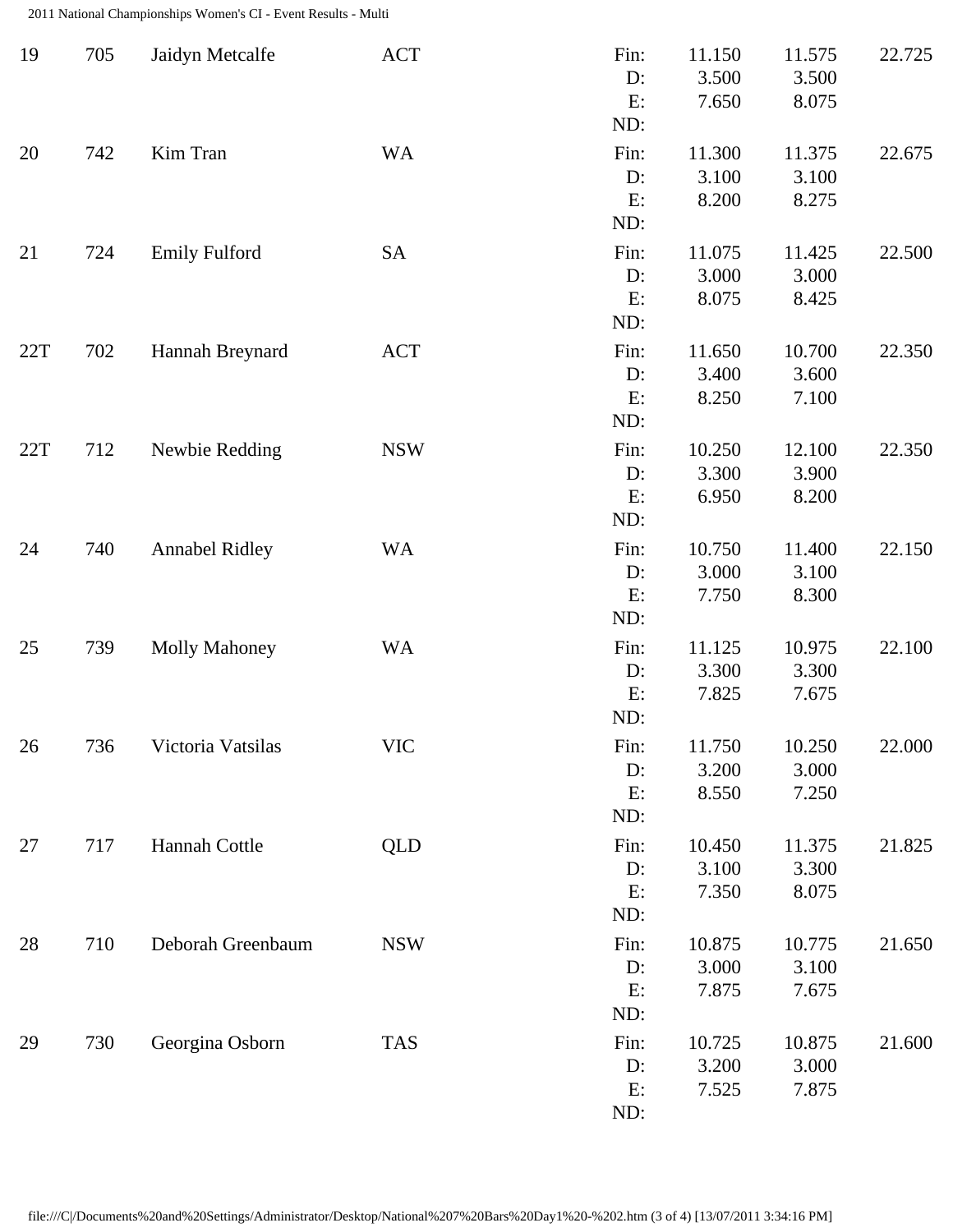| Rank | No. | Name | State | | Score 1 | Score 2 | Total |
|---|---|---|---|---|---|---|---|
| 19 | 705 | Jaidyn Metcalfe | ACT | Fin: | 11.150 | 11.575 | 22.725 |
| | | | | D: | 3.500 | 3.500 | |
| | | | | E: | 7.650 | 8.075 | |
| | | | | ND: | | | |
| 20 | 742 | Kim Tran | WA | Fin: | 11.300 | 11.375 | 22.675 |
| | | | | D: | 3.100 | 3.100 | |
| | | | | E: | 8.200 | 8.275 | |
| | | | | ND: | | | |
| 21 | 724 | Emily Fulford | SA | Fin: | 11.075 | 11.425 | 22.500 |
| | | | | D: | 3.000 | 3.000 | |
| | | | | E: | 8.075 | 8.425 | |
| | | | | ND: | | | |
| 22T | 702 | Hannah Breynard | ACT | Fin: | 11.650 | 10.700 | 22.350 |
| | | | | D: | 3.400 | 3.600 | |
| | | | | E: | 8.250 | 7.100 | |
| | | | | ND: | | | |
| 22T | 712 | Newbie Redding | NSW | Fin: | 10.250 | 12.100 | 22.350 |
| | | | | D: | 3.300 | 3.900 | |
| | | | | E: | 6.950 | 8.200 | |
| | | | | ND: | | | |
| 24 | 740 | Annabel Ridley | WA | Fin: | 10.750 | 11.400 | 22.150 |
| | | | | D: | 3.000 | 3.100 | |
| | | | | E: | 7.750 | 8.300 | |
| | | | | ND: | | | |
| 25 | 739 | Molly Mahoney | WA | Fin: | 11.125 | 10.975 | 22.100 |
| | | | | D: | 3.300 | 3.300 | |
| | | | | E: | 7.825 | 7.675 | |
| | | | | ND: | | | |
| 26 | 736 | Victoria Vatsilas | VIC | Fin: | 11.750 | 10.250 | 22.000 |
| | | | | D: | 3.200 | 3.000 | |
| | | | | E: | 8.550 | 7.250 | |
| | | | | ND: | | | |
| 27 | 717 | Hannah Cottle | QLD | Fin: | 10.450 | 11.375 | 21.825 |
| | | | | D: | 3.100 | 3.300 | |
| | | | | E: | 7.350 | 8.075 | |
| | | | | ND: | | | |
| 28 | 710 | Deborah Greenbaum | NSW | Fin: | 10.875 | 10.775 | 21.650 |
| | | | | D: | 3.000 | 3.100 | |
| | | | | E: | 7.875 | 7.675 | |
| | | | | ND: | | | |
| 29 | 730 | Georgina Osborn | TAS | Fin: | 10.725 | 10.875 | 21.600 |
| | | | | D: | 3.200 | 3.000 | |
| | | | | E: | 7.525 | 7.875 | |
| | | | | ND: | | | |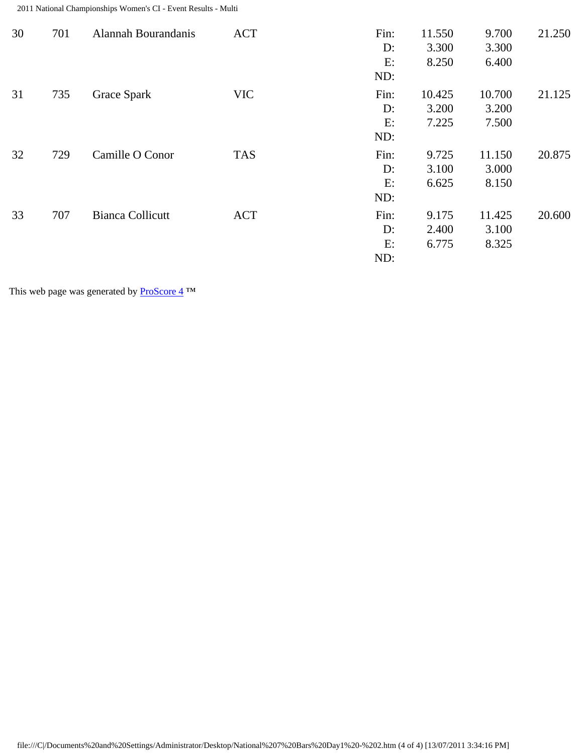| | | | | | | | |
|---|---|---|---|---|---|---|---|
| 30 | 701 | Alannah Bourandanis | ACT | Fin: | 11.550 | 9.700 | 21.250 |
| | | | | D: | 3.300 | 3.300 | |
| | | | | E: | 8.250 | 6.400 | |
| | | | | ND: | | | |
| 31 | 735 | Grace Spark | VIC | Fin: | 10.425 | 10.700 | 21.125 |
| | | | | D: | 3.200 | 3.200 | |
| | | | | E: | 7.225 | 7.500 | |
| | | | | ND: | | | |
| 32 | 729 | Camille O Conor | TAS | Fin: | 9.725 | 11.150 | 20.875 |
| | | | | D: | 3.100 | 3.000 | |
| | | | | E: | 6.625 | 8.150 | |
| | | | | ND: | | | |
| 33 | 707 | Bianca Collicutt | ACT | Fin: | 9.175 | 11.425 | 20.600 |
| | | | | D: | 2.400 | 3.100 | |
| | | | | E: | 6.775 | 8.325 | |
| | | | | ND: | | | |

This web page was generated by ProScore 4 ™